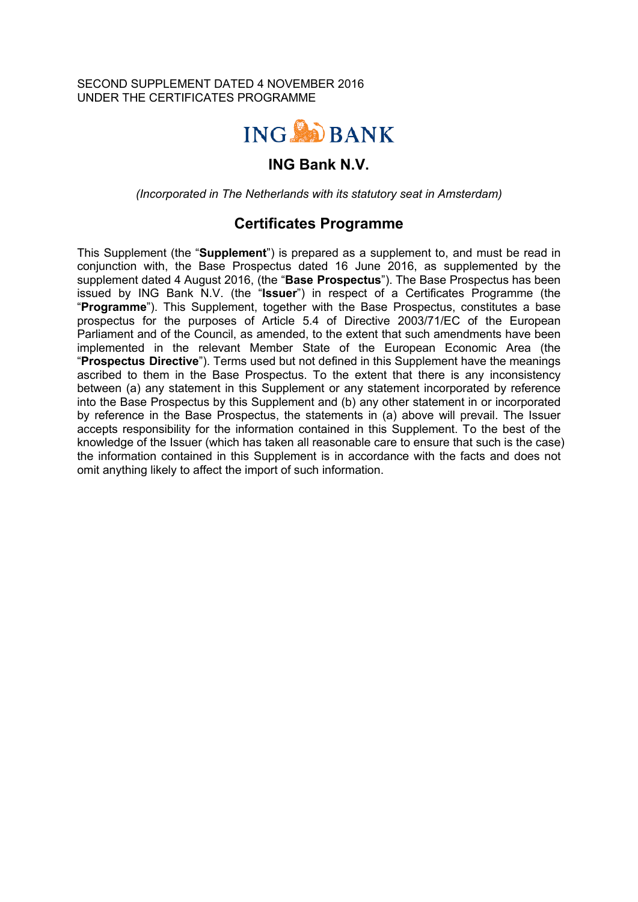SECOND SUPPLEMENT DATED 4 NOVEMBER 2016
UNDER THE CERTIFICATES PROGRAMME

ING BANK

# ING Bank N.V.

*(Incorporated in The Netherlands with its statutory seat in Amsterdam)*

## Certificates Programme

This Supplement (the "**Supplement**") is prepared as a supplement to, and must be read in conjunction with, the Base Prospectus dated 16 June 2016, as supplemented by the supplement dated 4 August 2016, (the "**Base Prospectus**"). The Base Prospectus has been issued by ING Bank N.V. (the "**Issuer**") in respect of a Certificates Programme (the "**Programme**"). This Supplement, together with the Base Prospectus, constitutes a base prospectus for the purposes of Article 5.4 of Directive 2003/71/EC of the European Parliament and of the Council, as amended, to the extent that such amendments have been implemented in the relevant Member State of the European Economic Area (the "**Prospectus Directive**"). Terms used but not defined in this Supplement have the meanings ascribed to them in the Base Prospectus. To the extent that there is any inconsistency between (a) any statement in this Supplement or any statement incorporated by reference into the Base Prospectus by this Supplement and (b) any other statement in or incorporated by reference in the Base Prospectus, the statements in (a) above will prevail. The Issuer accepts responsibility for the information contained in this Supplement. To the best of the knowledge of the Issuer (which has taken all reasonable care to ensure that such is the case) the information contained in this Supplement is in accordance with the facts and does not omit anything likely to affect the import of such information.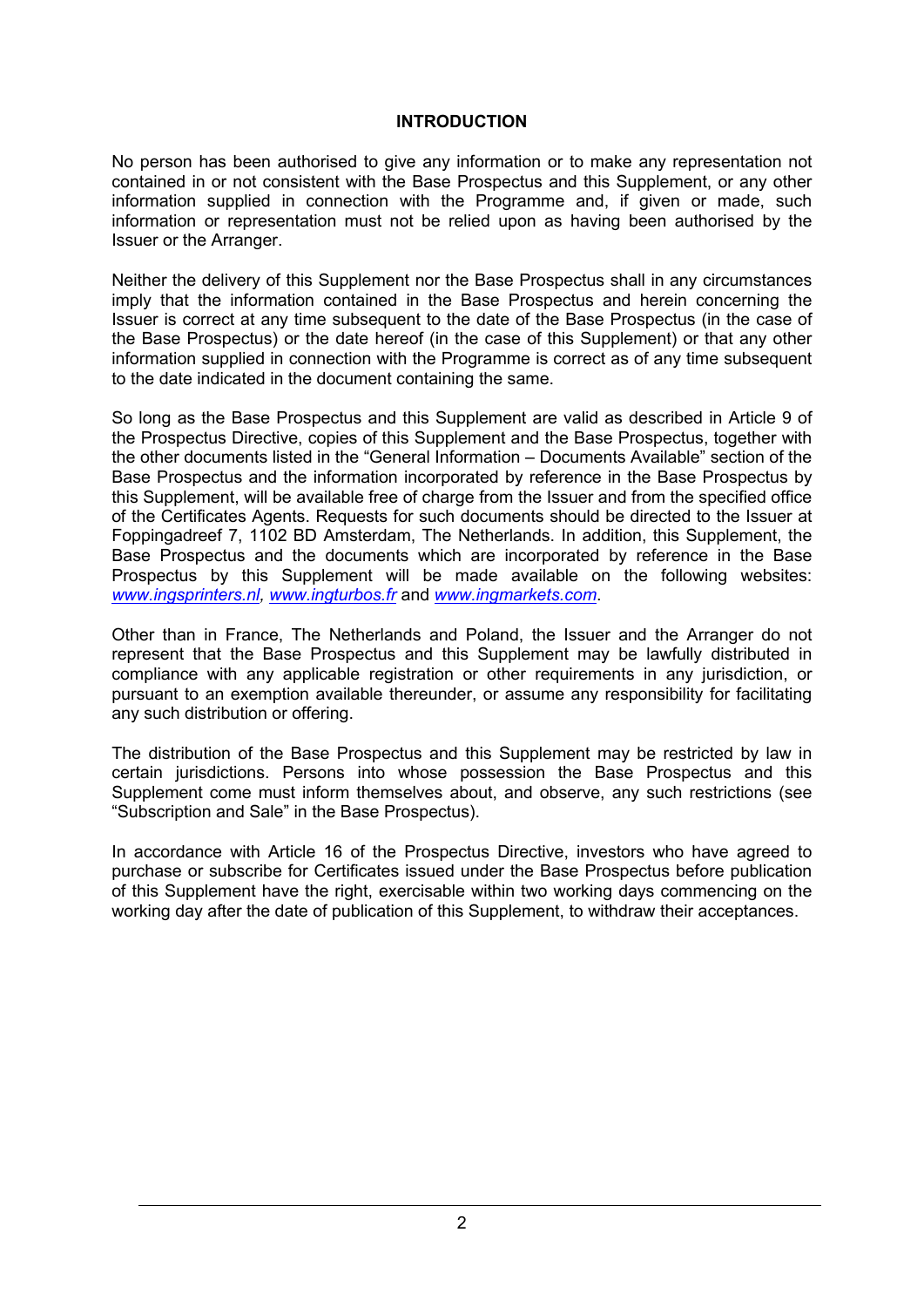# INTRODUCTION

No person has been authorised to give any information or to make any representation not contained in or not consistent with the Base Prospectus and this Supplement, or any other information supplied in connection with the Programme and, if given or made, such information or representation must not be relied upon as having been authorised by the Issuer or the Arranger.

Neither the delivery of this Supplement nor the Base Prospectus shall in any circumstances imply that the information contained in the Base Prospectus and herein concerning the Issuer is correct at any time subsequent to the date of the Base Prospectus (in the case of the Base Prospectus) or the date hereof (in the case of this Supplement) or that any other information supplied in connection with the Programme is correct as of any time subsequent to the date indicated in the document containing the same.

So long as the Base Prospectus and this Supplement are valid as described in Article 9 of the Prospectus Directive, copies of this Supplement and the Base Prospectus, together with the other documents listed in the "General Information – Documents Available" section of the Base Prospectus and the information incorporated by reference in the Base Prospectus by this Supplement, will be available free of charge from the Issuer and from the specified office of the Certificates Agents. Requests for such documents should be directed to the Issuer at Foppingadreef 7, 1102 BD Amsterdam, The Netherlands. In addition, this Supplement, the Base Prospectus and the documents which are incorporated by reference in the Base Prospectus by this Supplement will be made available on the following websites: *www.ingsprinters.nl*, *www.ingturbos.fr* and *www.ingmarkets.com*.

Other than in France, The Netherlands and Poland, the Issuer and the Arranger do not represent that the Base Prospectus and this Supplement may be lawfully distributed in compliance with any applicable registration or other requirements in any jurisdiction, or pursuant to an exemption available thereunder, or assume any responsibility for facilitating any such distribution or offering.

The distribution of the Base Prospectus and this Supplement may be restricted by law in certain jurisdictions. Persons into whose possession the Base Prospectus and this Supplement come must inform themselves about, and observe, any such restrictions (see "Subscription and Sale" in the Base Prospectus).

In accordance with Article 16 of the Prospectus Directive, investors who have agreed to purchase or subscribe for Certificates issued under the Base Prospectus before publication of this Supplement have the right, exercisable within two working days commencing on the working day after the date of publication of this Supplement, to withdraw their acceptances.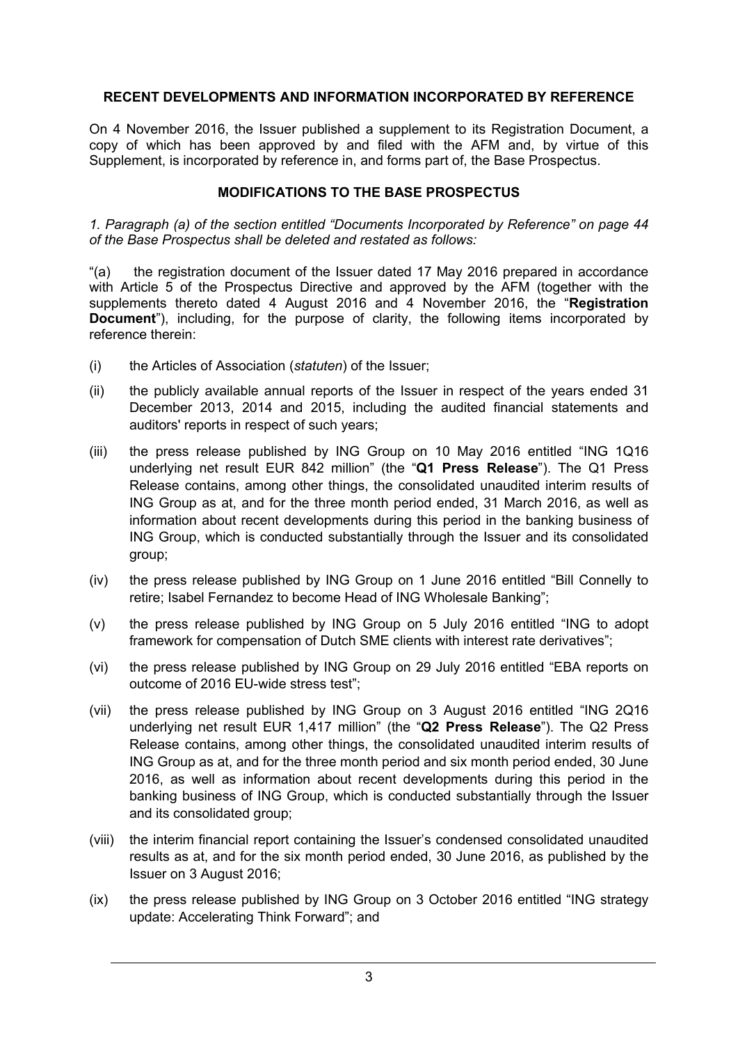## RECENT DEVELOPMENTS AND INFORMATION INCORPORATED BY REFERENCE

On 4 November 2016, the Issuer published a supplement to its Registration Document, a copy of which has been approved by and filed with the AFM and, by virtue of this Supplement, is incorporated by reference in, and forms part of, the Base Prospectus.

## MODIFICATIONS TO THE BASE PROSPECTUS

*1. Paragraph (a) of the section entitled "Documents Incorporated by Reference" on page 44 of the Base Prospectus shall be deleted and restated as follows:*

"(a) the registration document of the Issuer dated 17 May 2016 prepared in accordance with Article 5 of the Prospectus Directive and approved by the AFM (together with the supplements thereto dated 4 August 2016 and 4 November 2016, the "**Registration Document**"), including, for the purpose of clarity, the following items incorporated by reference therein:

(i) the Articles of Association (*statuten*) of the Issuer;

(ii) the publicly available annual reports of the Issuer in respect of the years ended 31 December 2013, 2014 and 2015, including the audited financial statements and auditors' reports in respect of such years;

(iii) the press release published by ING Group on 10 May 2016 entitled "ING 1Q16 underlying net result EUR 842 million" (the "**Q1 Press Release**"). The Q1 Press Release contains, among other things, the consolidated unaudited interim results of ING Group as at, and for the three month period ended, 31 March 2016, as well as information about recent developments during this period in the banking business of ING Group, which is conducted substantially through the Issuer and its consolidated group;

(iv) the press release published by ING Group on 1 June 2016 entitled "Bill Connelly to retire; Isabel Fernandez to become Head of ING Wholesale Banking";

(v) the press release published by ING Group on 5 July 2016 entitled "ING to adopt framework for compensation of Dutch SME clients with interest rate derivatives";

(vi) the press release published by ING Group on 29 July 2016 entitled "EBA reports on outcome of 2016 EU-wide stress test";

(vii) the press release published by ING Group on 3 August 2016 entitled "ING 2Q16 underlying net result EUR 1,417 million" (the "**Q2 Press Release**"). The Q2 Press Release contains, among other things, the consolidated unaudited interim results of ING Group as at, and for the three month period and six month period ended, 30 June 2016, as well as information about recent developments during this period in the banking business of ING Group, which is conducted substantially through the Issuer and its consolidated group;

(viii) the interim financial report containing the Issuer's condensed consolidated unaudited results as at, and for the six month period ended, 30 June 2016, as published by the Issuer on 3 August 2016;

(ix) the press release published by ING Group on 3 October 2016 entitled "ING strategy update: Accelerating Think Forward"; and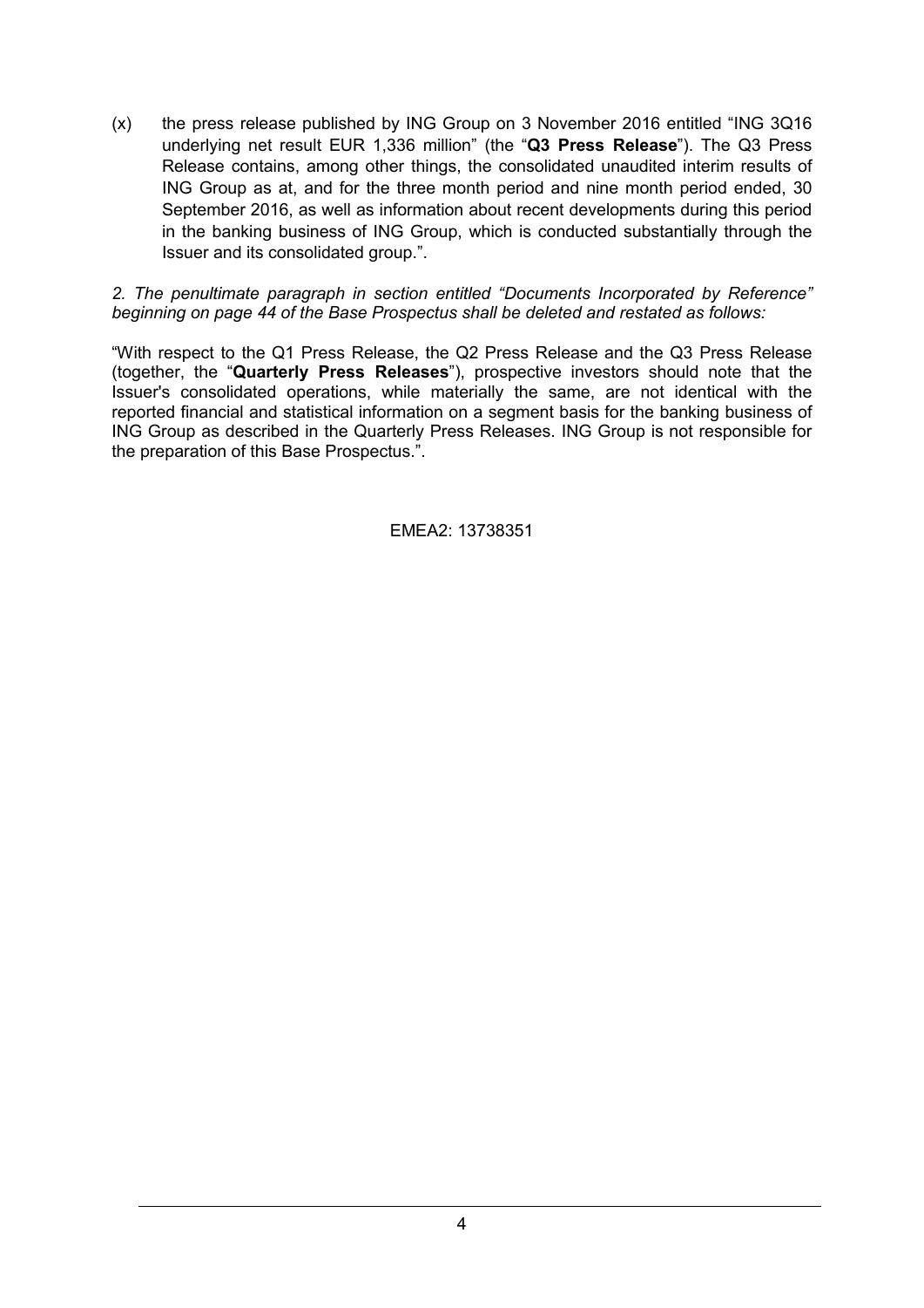(x) the press release published by ING Group on 3 November 2016 entitled "ING 3Q16 underlying net result EUR 1,336 million" (the "**Q3 Press Release**"). The Q3 Press Release contains, among other things, the consolidated unaudited interim results of ING Group as at, and for the three month period and nine month period ended, 30 September 2016, as well as information about recent developments during this period in the banking business of ING Group, which is conducted substantially through the Issuer and its consolidated group.".

*2. The penultimate paragraph in section entitled "Documents Incorporated by Reference" beginning on page 44 of the Base Prospectus shall be deleted and restated as follows:*

"With respect to the Q1 Press Release, the Q2 Press Release and the Q3 Press Release (together, the "**Quarterly Press Releases**"), prospective investors should note that the Issuer's consolidated operations, while materially the same, are not identical with the reported financial and statistical information on a segment basis for the banking business of ING Group as described in the Quarterly Press Releases. ING Group is not responsible for the preparation of this Base Prospectus.".

EMEA2: 13738351